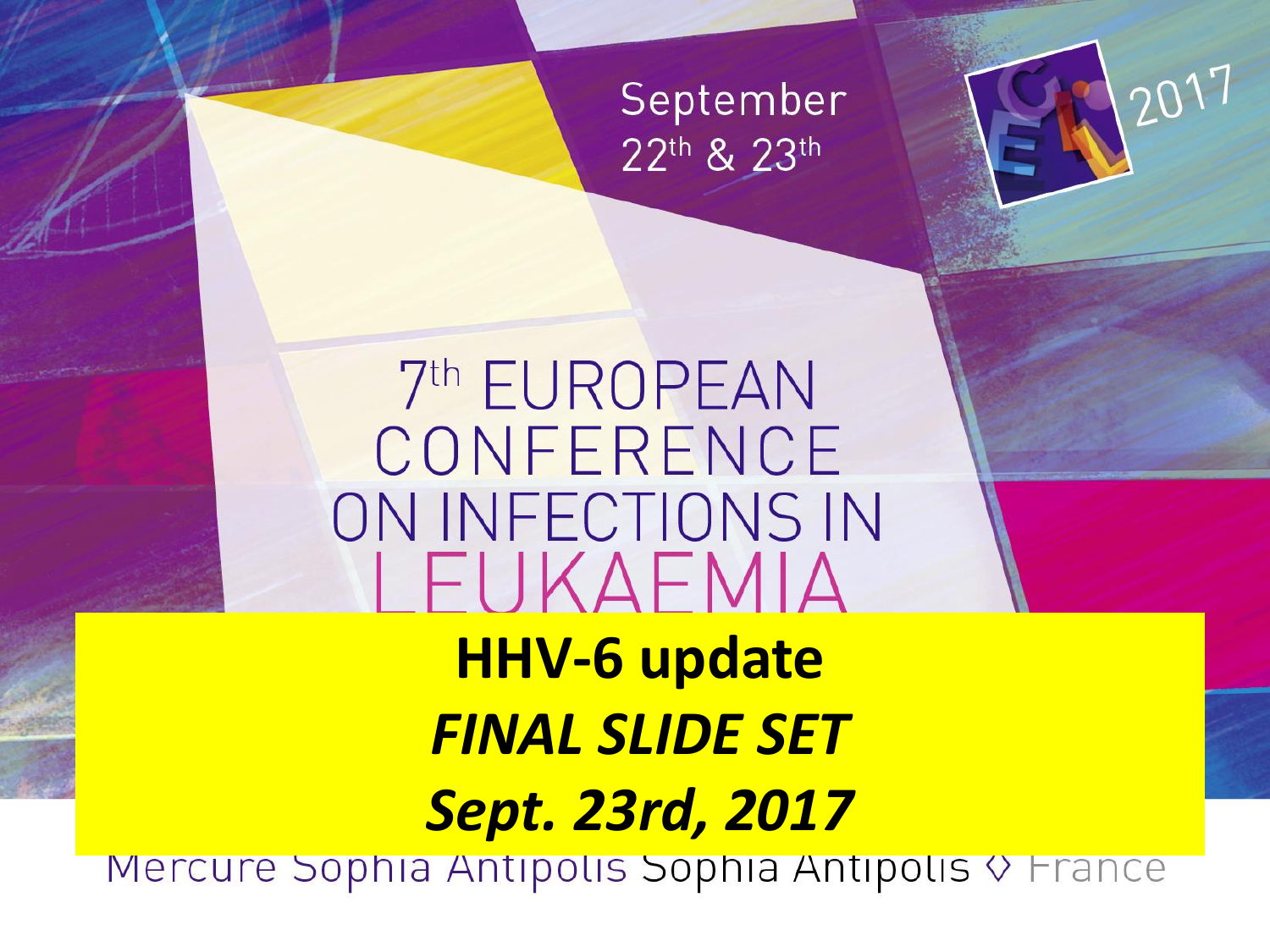September 22th & 23th

2017

# 7th EUROPEAN CONFERENCE ON INFECTIONS IN LEUKAEMIA

## HHV-6 update

***FINAL SLIDE SET***

***Sept. 23rd, 2017***

Mercure Sophia Antipolis Sophia Antipolis ◊ France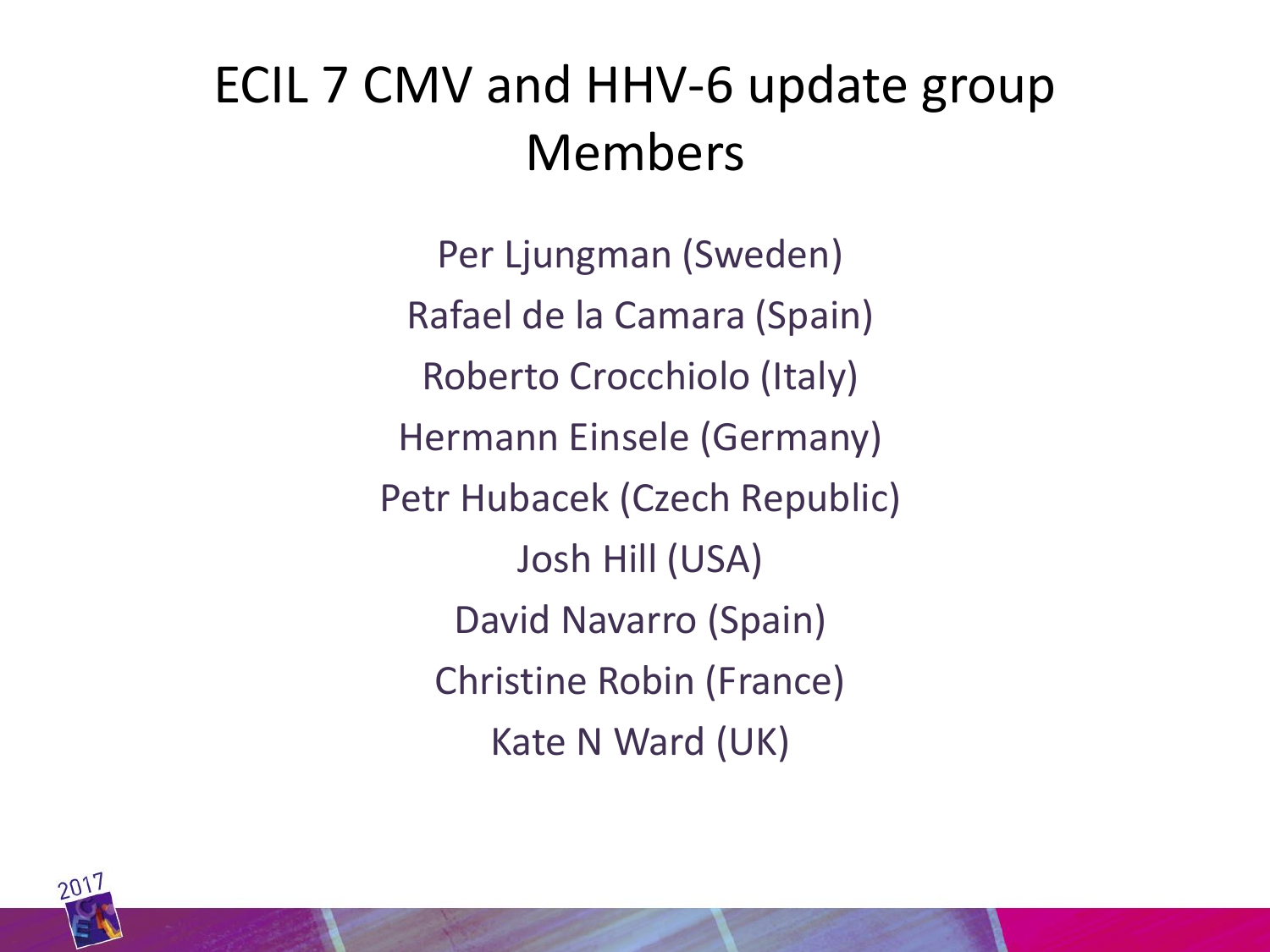# ECIL 7 CMV and HHV-6 update group Members

Per Ljungman (Sweden)

Rafael de la Camara (Spain)

Roberto Crocchiolo (Italy)

Hermann Einsele (Germany)

Petr Hubacek (Czech Republic)

Josh Hill (USA)

David Navarro (Spain)

Christine Robin (France)

Kate N Ward (UK)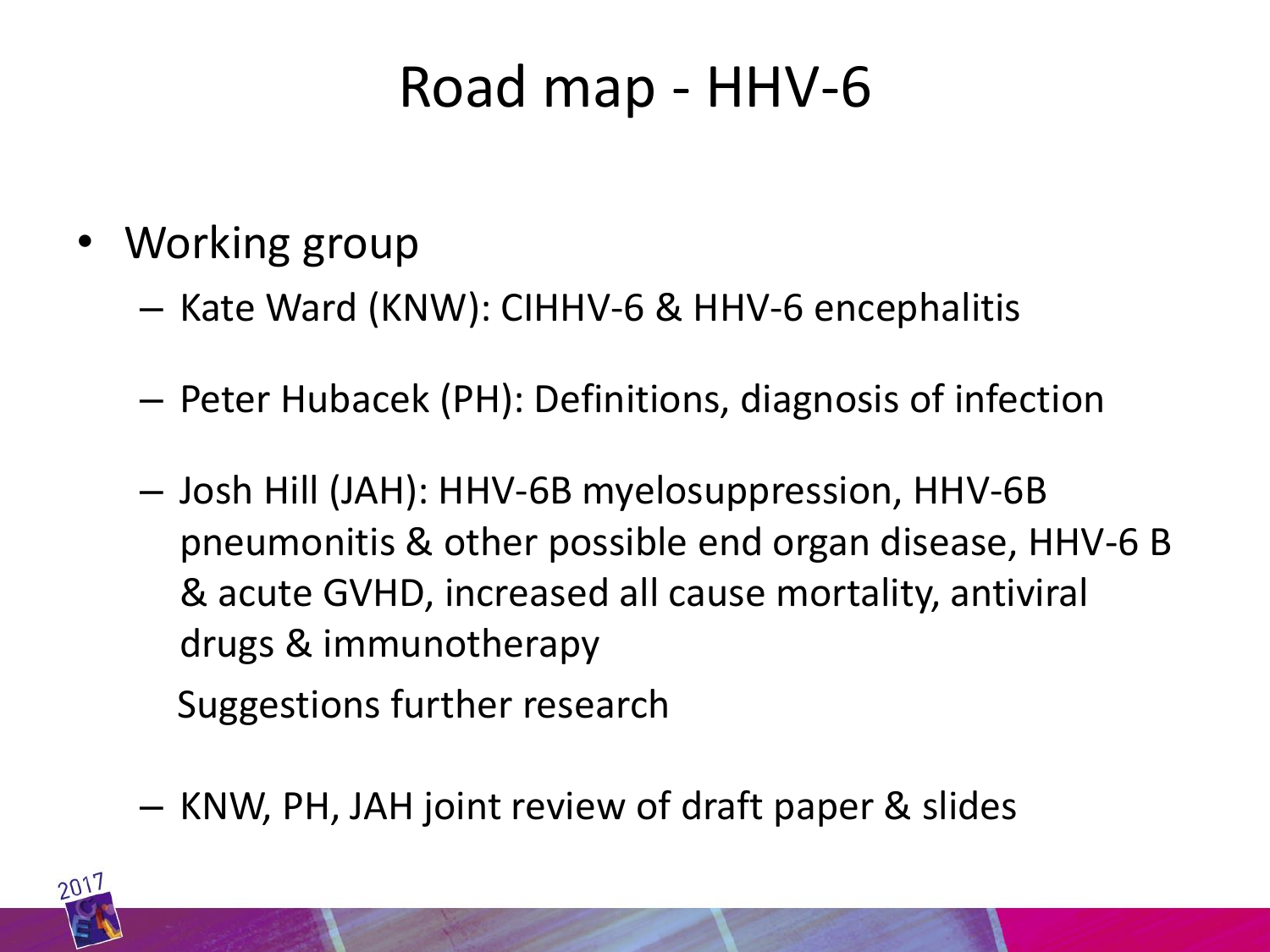# Road map - HHV-6

- Working group
  - Kate Ward (KNW): CIHHV-6 & HHV-6 encephalitis
  - Peter Hubacek (PH): Definitions, diagnosis of infection
  - Josh Hill (JAH): HHV-6B myelosuppression, HHV-6B pneumonitis & other possible end organ disease, HHV-6 B & acute GVHD, increased all cause mortality, antiviral drugs & immunotherapy

    Suggestions further research
  - KNW, PH, JAH joint review of draft paper & slides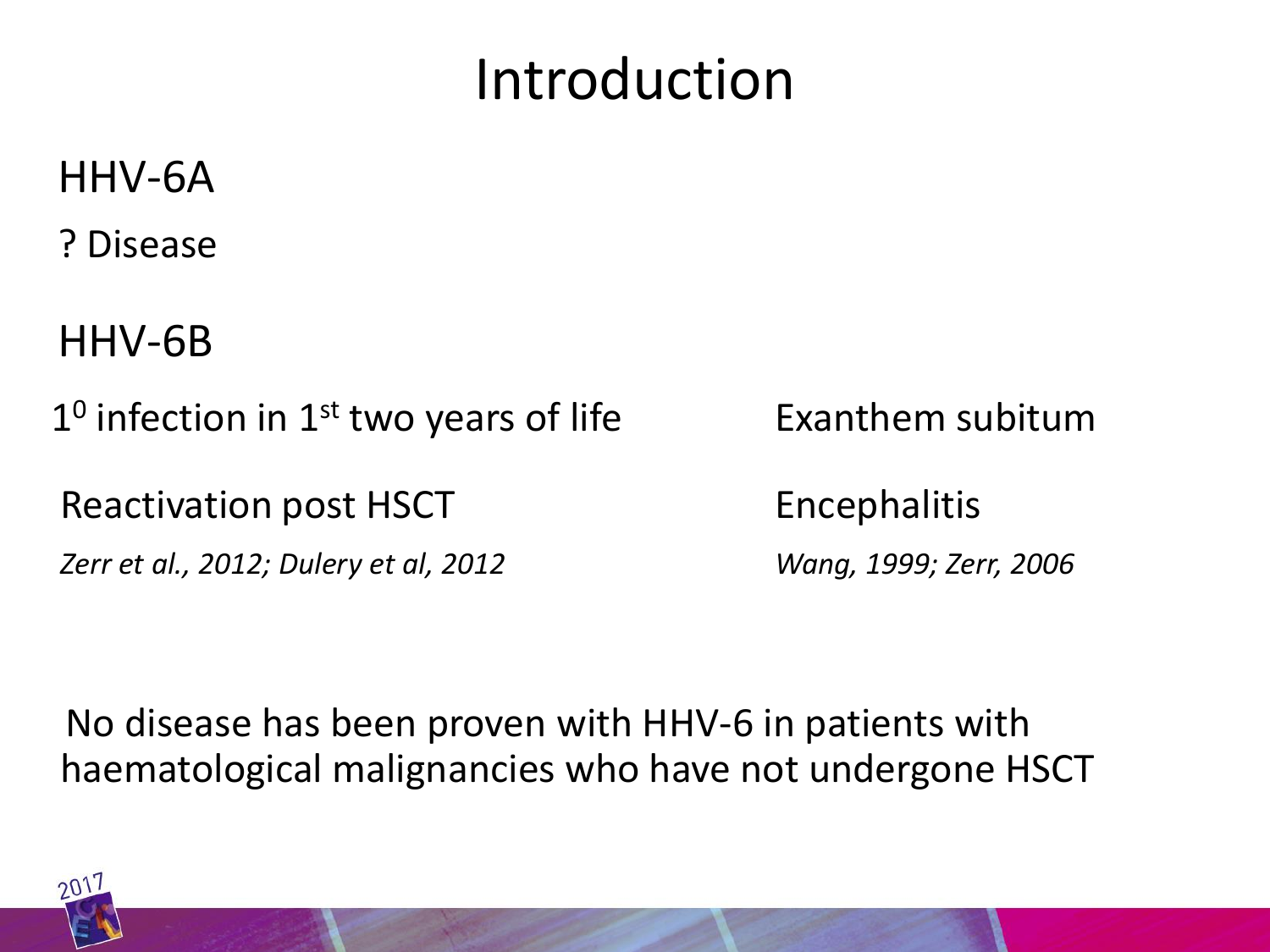# Introduction

HHV-6A

? Disease

HHV-6B

$1^0$ infection in $1^{st}$ two years of life — Exanthem subitum

Reactivation post HSCT — Encephalitis

*Zerr et al., 2012; Dulery et al, 2012* — *Wang, 1999; Zerr, 2006*

No disease has been proven with HHV-6 in patients with haematological malignancies who have not undergone HSCT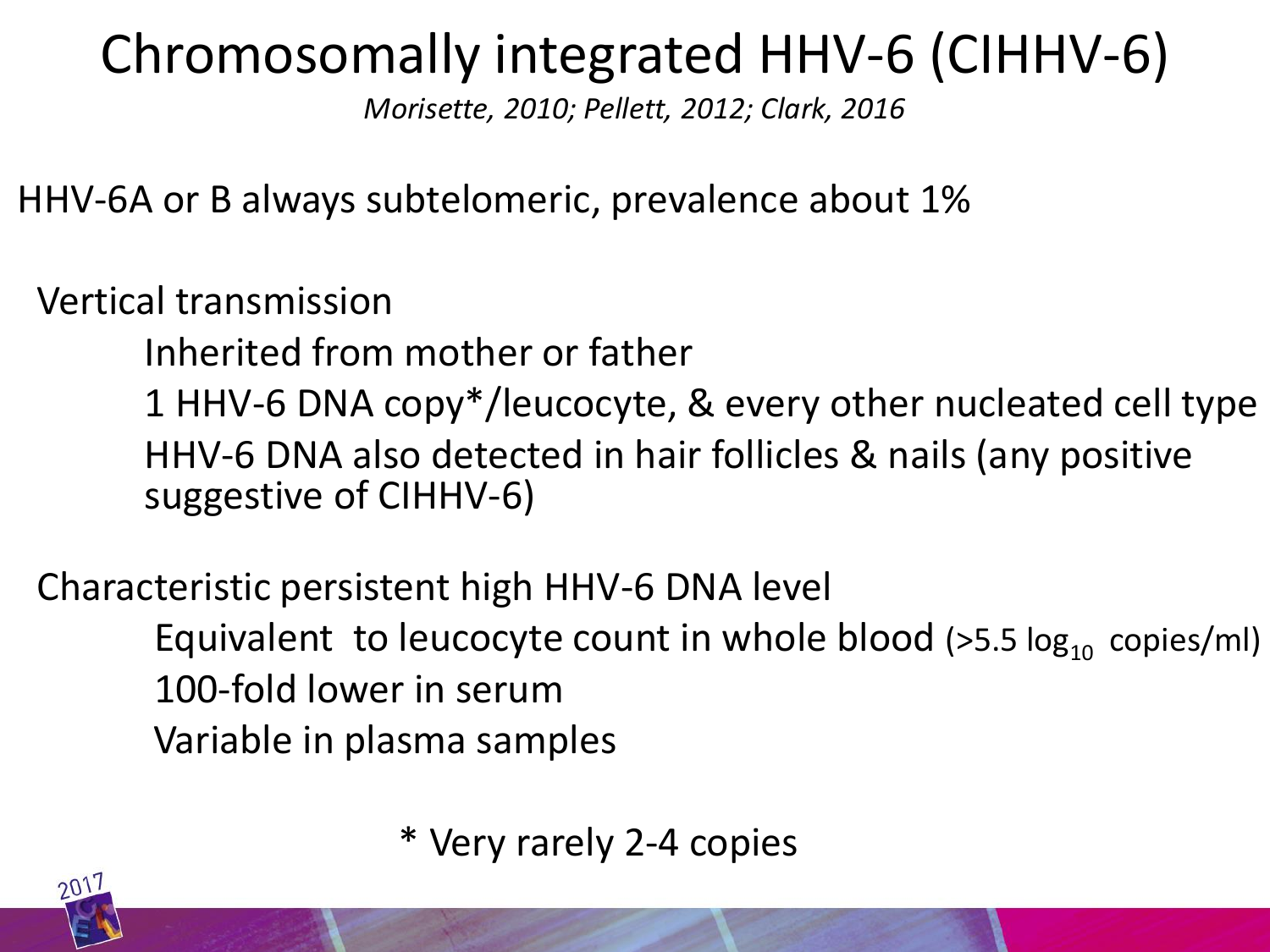# Chromosomally integrated HHV-6 (CIHHV-6)

*Morisette, 2010; Pellett, 2012; Clark, 2016*

HHV-6A or B always subtelomeric, prevalence about 1%

Vertical transmission

- Inherited from mother or father
- 1 HHV-6 DNA copy*/leucocyte, & every other nucleated cell type
- HHV-6 DNA also detected in hair follicles & nails (any positive suggestive of CIHHV-6)

Characteristic persistent high HHV-6 DNA level

- Equivalent to leucocyte count in whole blood (>5.5 $\log_{10}$ copies/ml)
- 100-fold lower in serum
- Variable in plasma samples

\* Very rarely 2-4 copies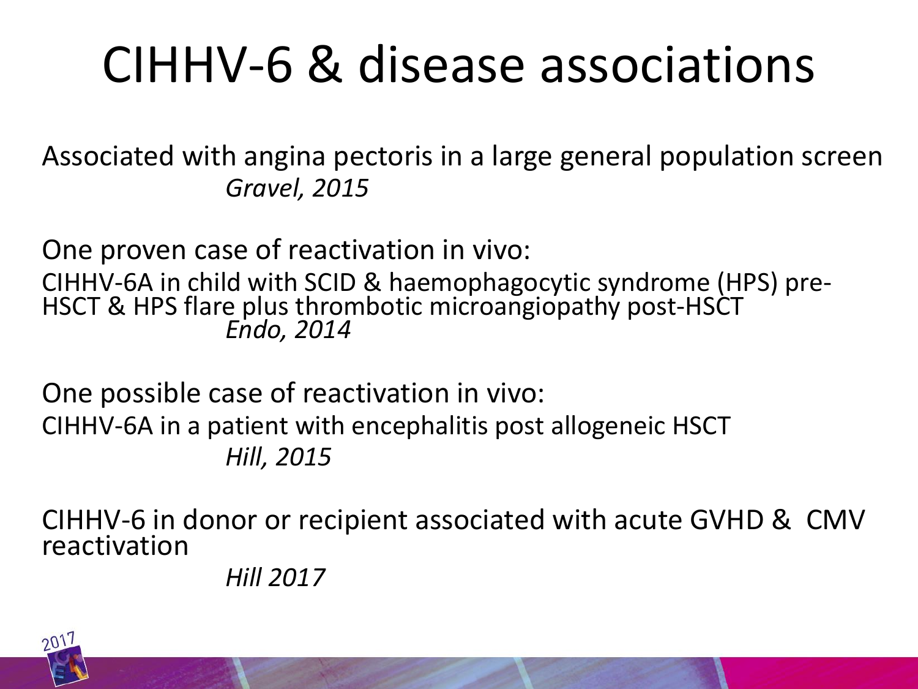# CIHHV-6 & disease associations

Associated with angina pectoris in a large general population screen
*Gravel, 2015*

One proven case of reactivation in vivo:
CIHHV-6A in child with SCID & haemophagocytic syndrome (HPS) pre-HSCT & HPS flare plus thrombotic microangiopathy post-HSCT
*Endo, 2014*

One possible case of reactivation in vivo:
CIHHV-6A in a patient with encephalitis post allogeneic HSCT
*Hill, 2015*

CIHHV-6 in donor or recipient associated with acute GVHD & CMV reactivation
*Hill 2017*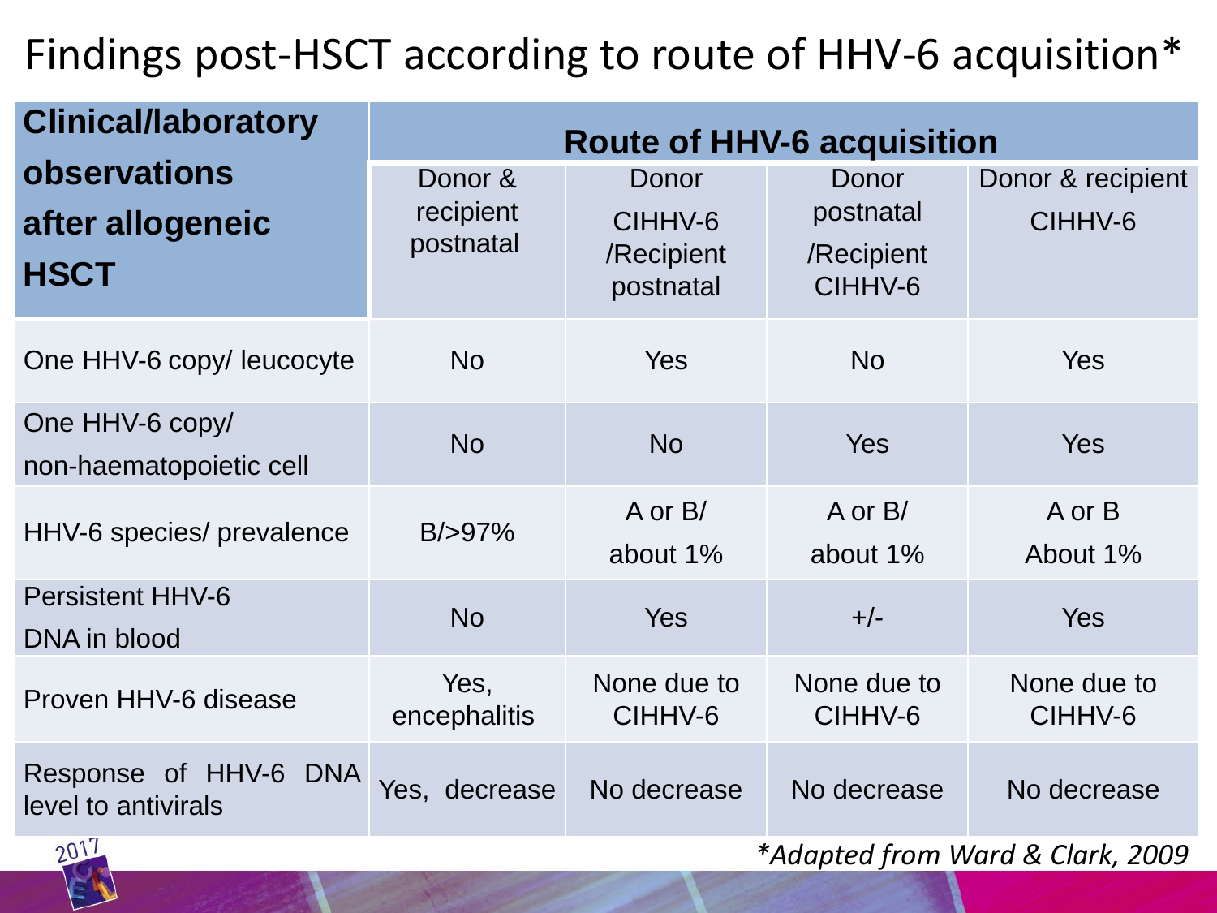# Findings post-HSCT according to route of HHV-6 acquisition*

| Clinical/laboratory observations after allogeneic HSCT | Route of HHV-6 acquisition | | | |
|---|---|---|---|---|
| | Donor & recipient postnatal | Donor CIHHV-6 /Recipient postnatal | Donor postnatal /Recipient CIHHV-6 | Donor & recipient CIHHV-6 |
| One HHV-6 copy/ leucocyte | No | Yes | No | Yes |
| One HHV-6 copy/ non-haematopoietic cell | No | No | Yes | Yes |
| HHV-6 species/ prevalence | B/>97% | A or B/ about 1% | A or B/ about 1% | A or B About 1% |
| Persistent HHV-6 DNA in blood | No | Yes | +/- | Yes |
| Proven HHV-6 disease | Yes, encephalitis | None due to CIHHV-6 | None due to CIHHV-6 | None due to CIHHV-6 |
| Response of HHV-6 DNA level to antivirals | Yes, decrease | No decrease | No decrease | No decrease |

*\*Adapted from Ward & Clark, 2009*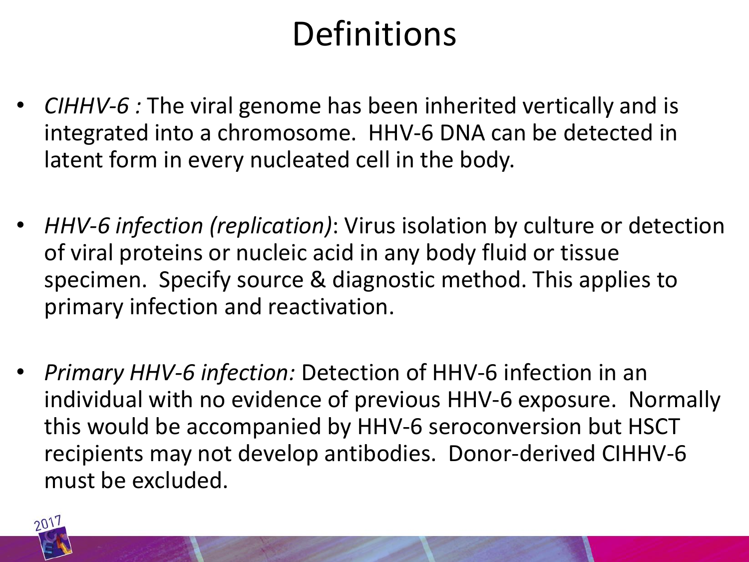# Definitions

- *CIHHV-6 :* The viral genome has been inherited vertically and is integrated into a chromosome. HHV-6 DNA can be detected in latent form in every nucleated cell in the body.

- *HHV-6 infection (replication)*: Virus isolation by culture or detection of viral proteins or nucleic acid in any body fluid or tissue specimen. Specify source & diagnostic method. This applies to primary infection and reactivation.

- *Primary HHV-6 infection:* Detection of HHV-6 infection in an individual with no evidence of previous HHV-6 exposure. Normally this would be accompanied by HHV-6 seroconversion but HSCT recipients may not develop antibodies. Donor-derived CIHHV-6 must be excluded.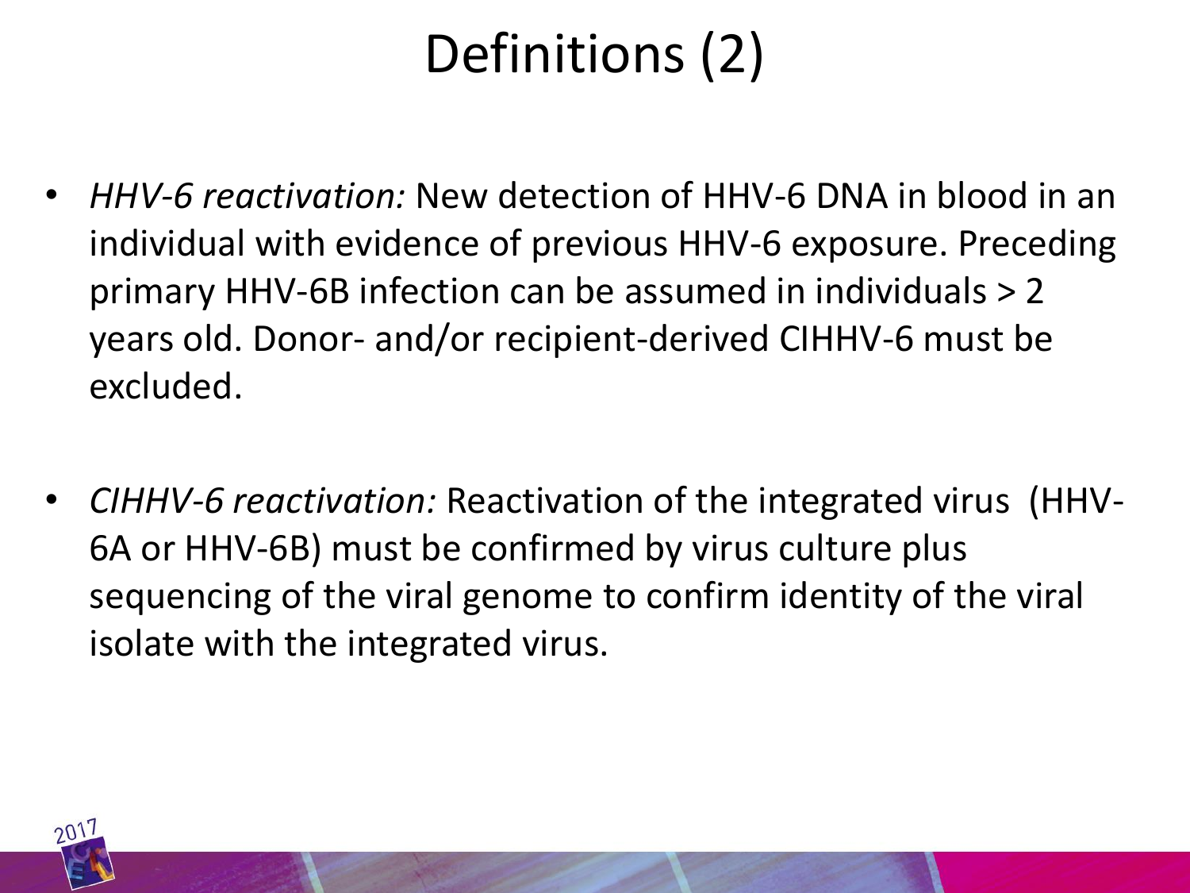# Definitions (2)

- *HHV-6 reactivation:* New detection of HHV-6 DNA in blood in an individual with evidence of previous HHV-6 exposure. Preceding primary HHV-6B infection can be assumed in individuals > 2 years old. Donor- and/or recipient-derived CIHHV-6 must be excluded.

- *CIHHV-6 reactivation:* Reactivation of the integrated virus (HHV-6A or HHV-6B) must be confirmed by virus culture plus sequencing of the viral genome to confirm identity of the viral isolate with the integrated virus.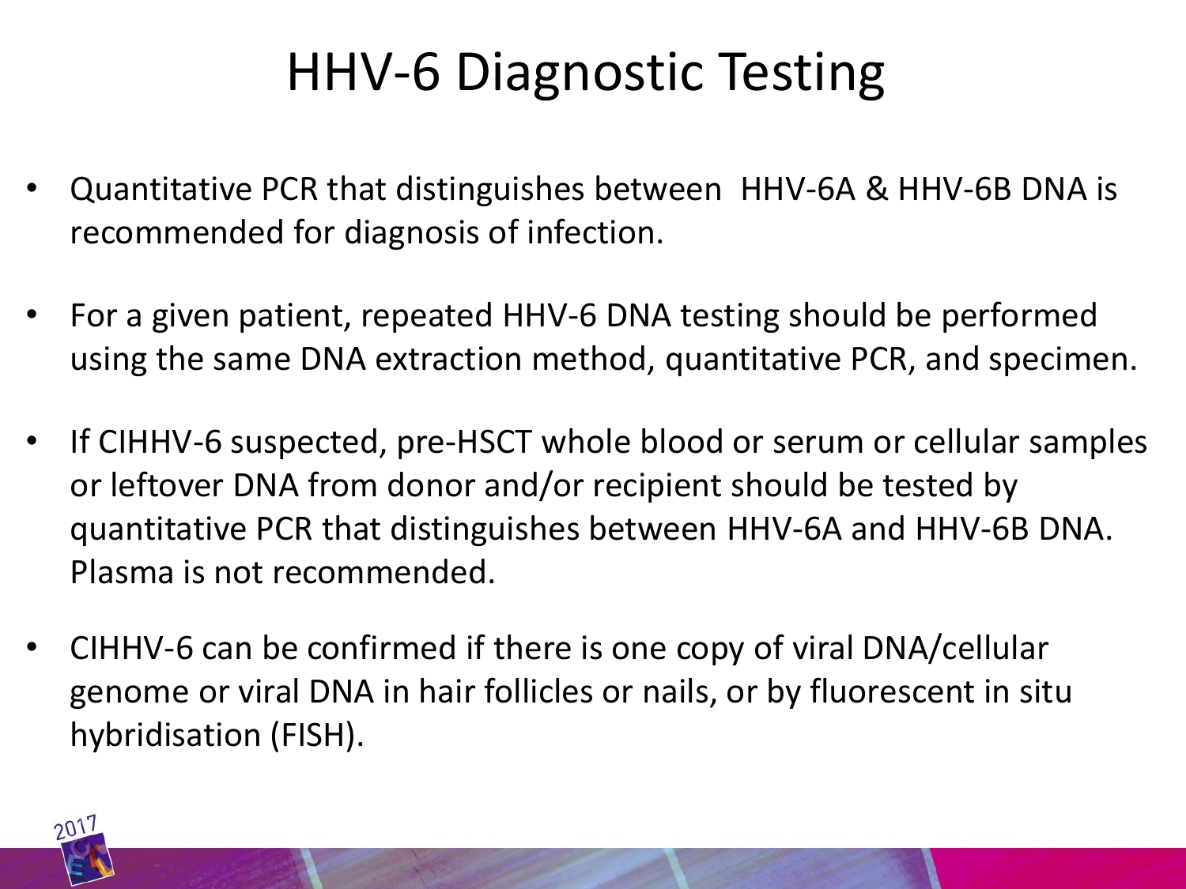# HHV-6 Diagnostic Testing

- Quantitative PCR that distinguishes between HHV-6A & HHV-6B DNA is recommended for diagnosis of infection.
- For a given patient, repeated HHV-6 DNA testing should be performed using the same DNA extraction method, quantitative PCR, and specimen.
- If CIHHV-6 suspected, pre-HSCT whole blood or serum or cellular samples or leftover DNA from donor and/or recipient should be tested by quantitative PCR that distinguishes between HHV-6A and HHV-6B DNA. Plasma is not recommended.
- CIHHV-6 can be confirmed if there is one copy of viral DNA/cellular genome or viral DNA in hair follicles or nails, or by fluorescent in situ hybridisation (FISH).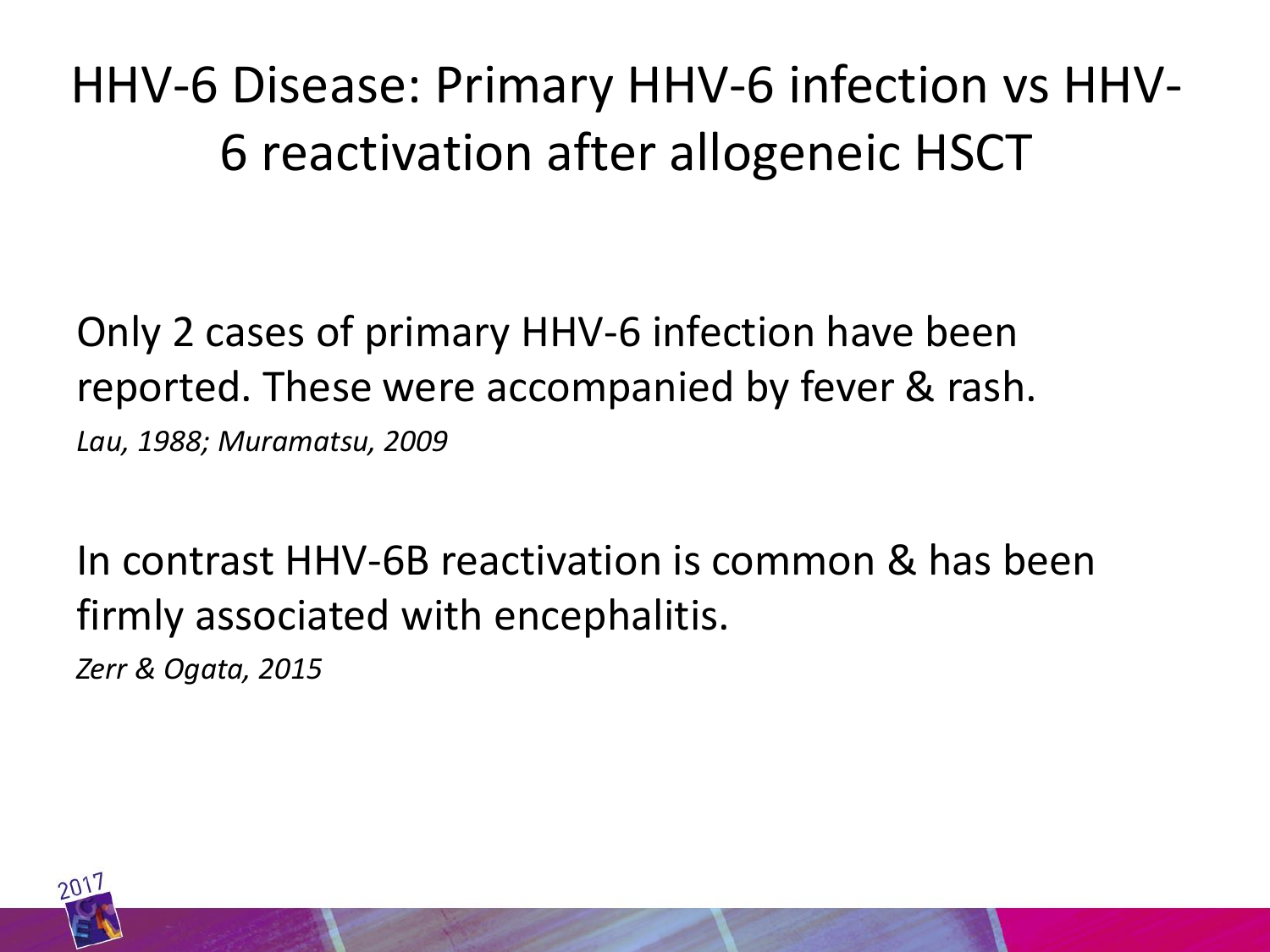# HHV-6 Disease: Primary HHV-6 infection vs HHV-6 reactivation after allogeneic HSCT

Only 2 cases of primary HHV-6 infection have been reported. These were accompanied by fever & rash.

*Lau, 1988; Muramatsu, 2009*

In contrast HHV-6B reactivation is common & has been firmly associated with encephalitis.

*Zerr & Ogata, 2015*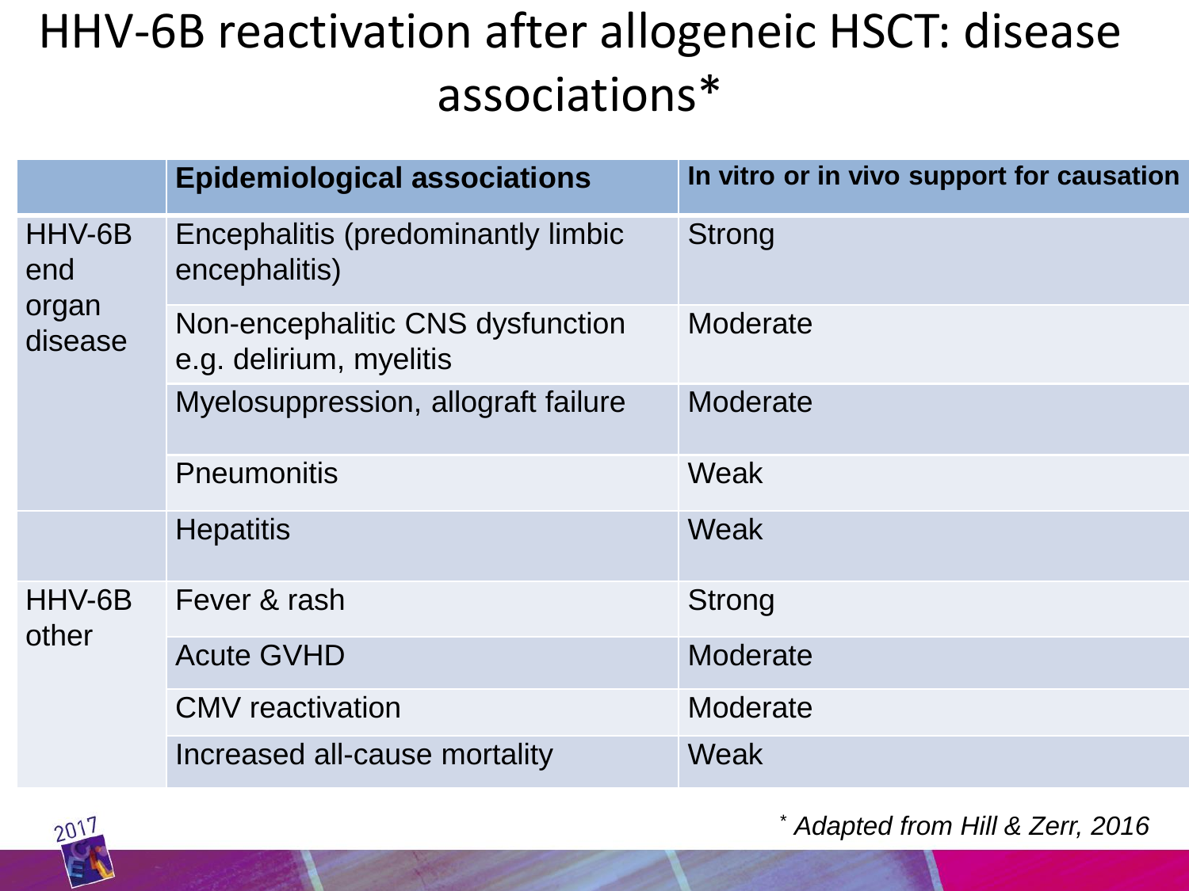# HHV-6B reactivation after allogeneic HSCT: disease associations*

| | Epidemiological associations | In vitro or in vivo support for causation |
|---|---|---|
| HHV-6B end organ disease | Encephalitis (predominantly limbic encephalitis) | Strong |
| | Non-encephalitic CNS dysfunction e.g. delirium, myelitis | Moderate |
| | Myelosuppression, allograft failure | Moderate |
| | Pneumonitis | Weak |
| | Hepatitis | Weak |
| HHV-6B other | Fever & rash | Strong |
| | Acute GVHD | Moderate |
| | CMV reactivation | Moderate |
| | Increased all-cause mortality | Weak |

*\* Adapted from Hill & Zerr, 2016*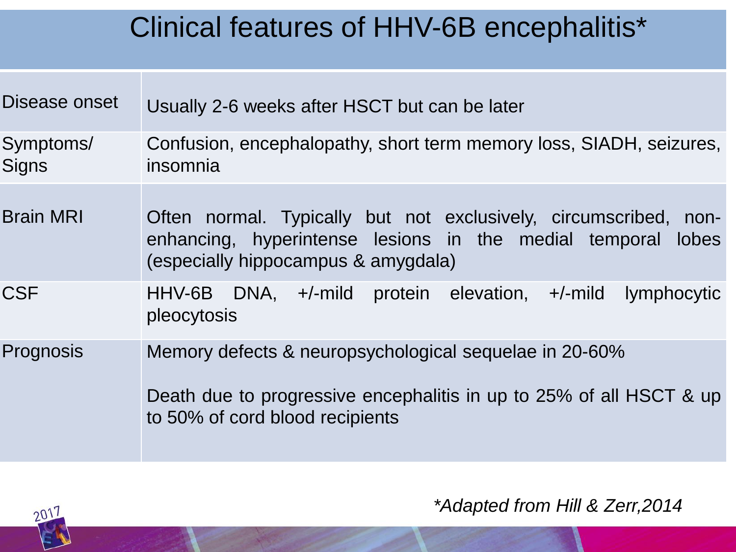# Clinical features of HHV-6B encephalitis*

| | |
|---|---|
| Disease onset | Usually 2-6 weeks after HSCT but can be later |
| Symptoms/ Signs | Confusion, encephalopathy, short term memory loss, SIADH, seizures, insomnia |
| Brain MRI | Often normal. Typically but not exclusively, circumscribed, non-enhancing, hyperintense lesions in the medial temporal lobes (especially hippocampus & amygdala) |
| CSF | HHV-6B DNA, +/-mild protein elevation, +/-mild lymphocytic pleocytosis |
| Prognosis | Memory defects & neuropsychological sequelae in 20-60%<br><br>Death due to progressive encephalitis in up to 25% of all HSCT & up to 50% of cord blood recipients |

*\*Adapted from Hill & Zerr,2014*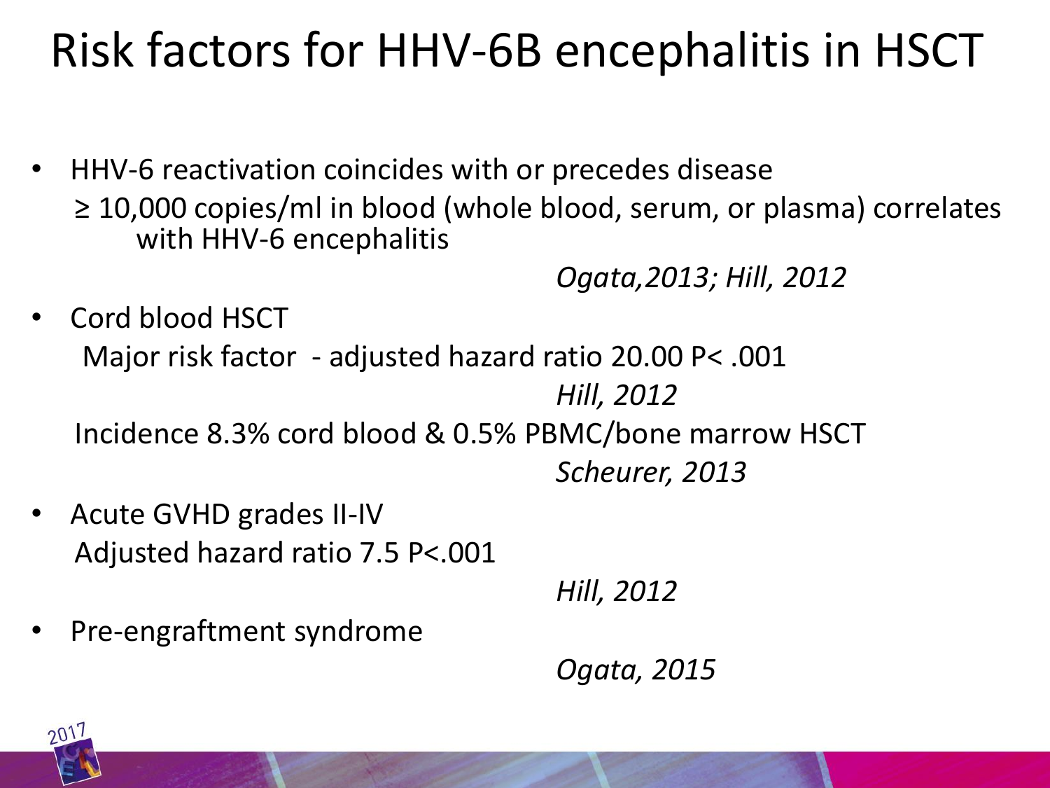# Risk factors for HHV-6B encephalitis in HSCT

- HHV-6 reactivation coincides with or precedes disease
  ≥ 10,000 copies/ml in blood (whole blood, serum, or plasma) correlates with HHV-6 encephalitis
  *Ogata,2013; Hill, 2012*
- Cord blood HSCT
  Major risk factor - adjusted hazard ratio 20.00 P< .001
  *Hill, 2012*
  Incidence 8.3% cord blood & 0.5% PBMC/bone marrow HSCT
  *Scheurer, 2013*
- Acute GVHD grades II-IV
  Adjusted hazard ratio 7.5 P<.001
  *Hill, 2012*
- Pre-engraftment syndrome
  *Ogata, 2015*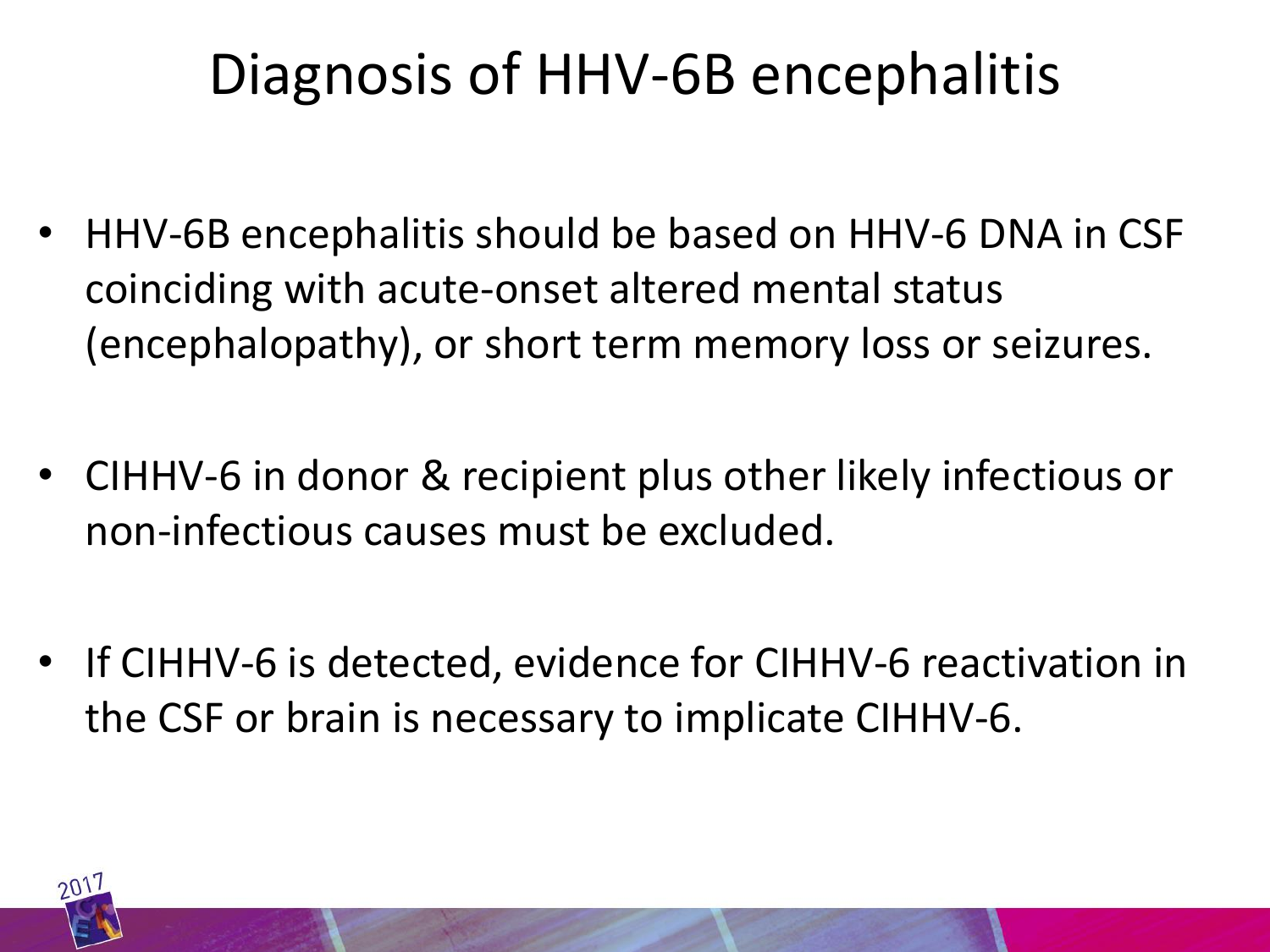# Diagnosis of HHV-6B encephalitis

- HHV-6B encephalitis should be based on HHV-6 DNA in CSF coinciding with acute-onset altered mental status (encephalopathy), or short term memory loss or seizures.
- CIHHV-6 in donor & recipient plus other likely infectious or non-infectious causes must be excluded.
- If CIHHV-6 is detected, evidence for CIHHV-6 reactivation in the CSF or brain is necessary to implicate CIHHV-6.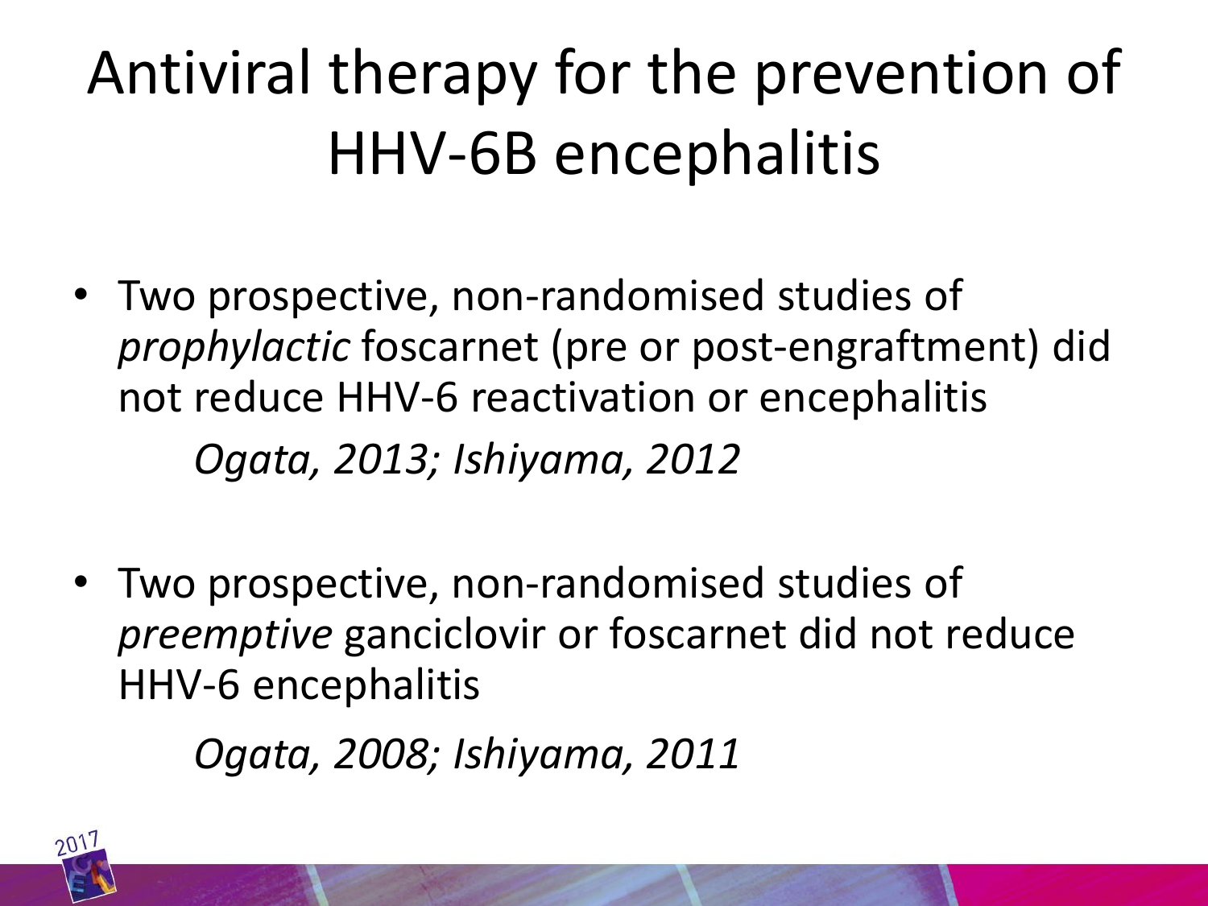# Antiviral therapy for the prevention of HHV-6B encephalitis

- Two prospective, non-randomised studies of *prophylactic* foscarnet (pre or post-engraftment) did not reduce HHV-6 reactivation or encephalitis

  *Ogata, 2013; Ishiyama, 2012*

- Two prospective, non-randomised studies of *preemptive* ganciclovir or foscarnet did not reduce HHV-6 encephalitis

  *Ogata, 2008; Ishiyama, 2011*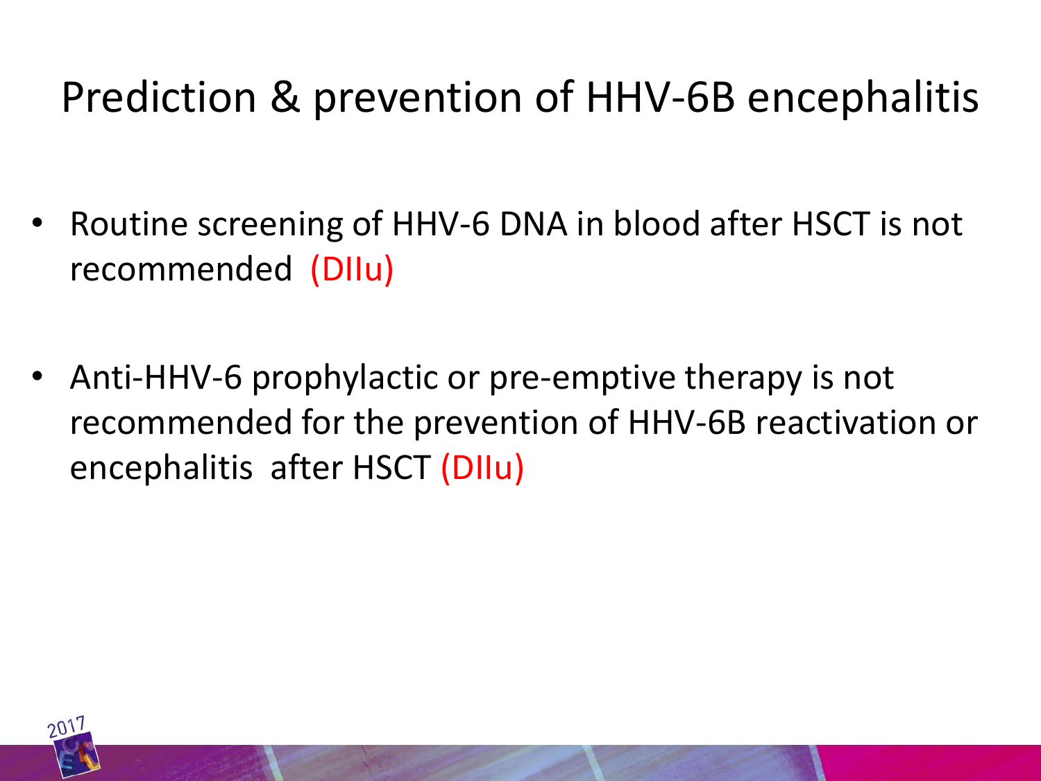# Prediction & prevention of HHV-6B encephalitis

- Routine screening of HHV-6 DNA in blood after HSCT is not recommended (DIIu)

- Anti-HHV-6 prophylactic or pre-emptive therapy is not recommended for the prevention of HHV-6B reactivation or encephalitis after HSCT (DIIu)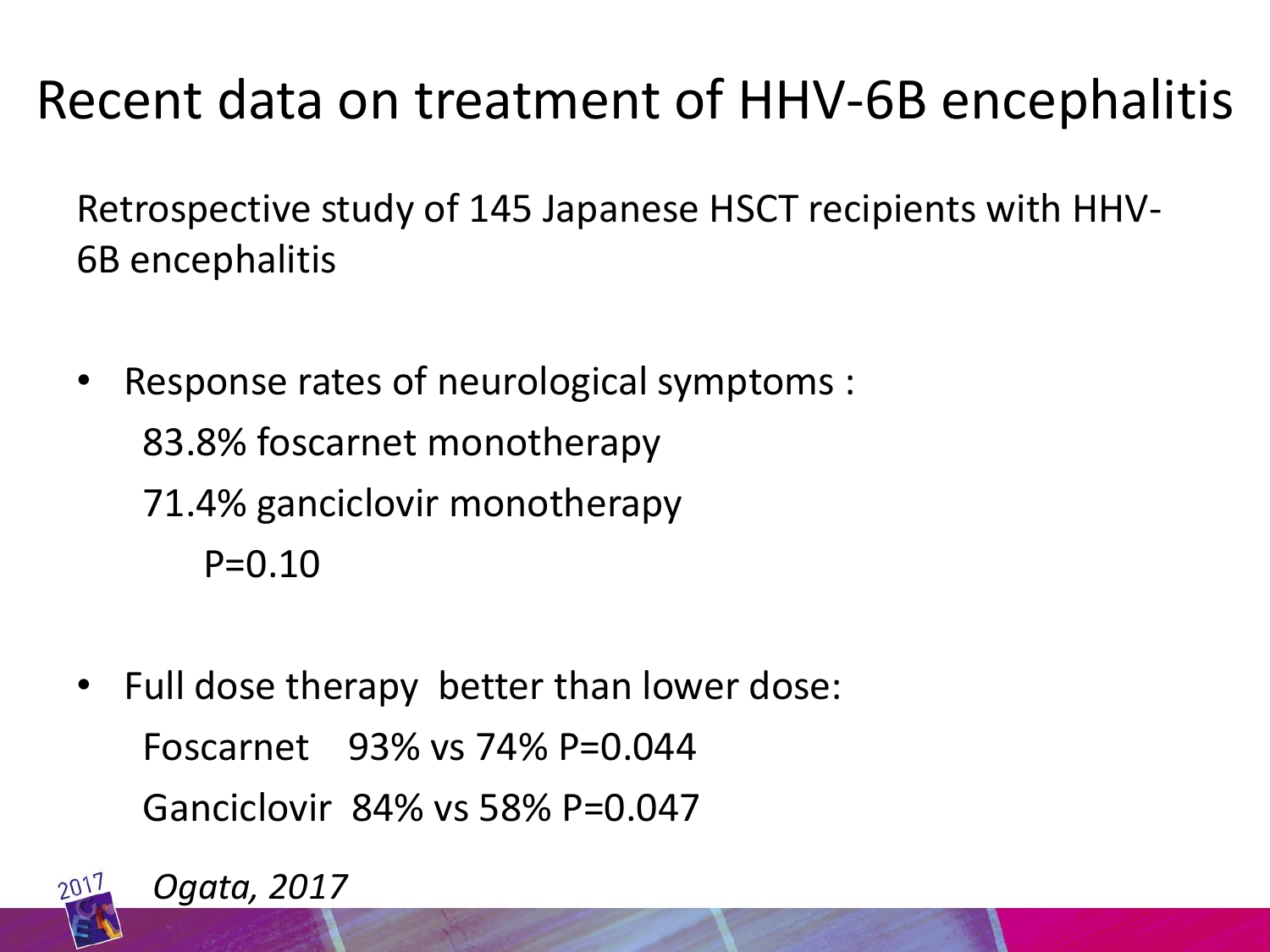# Recent data on treatment of HHV-6B encephalitis

Retrospective study of 145 Japanese HSCT recipients with HHV-6B encephalitis

- Response rates of neurological symptoms :
  83.8% foscarnet monotherapy
  71.4% ganciclovir monotherapy
  P=0.10

- Full dose therapy better than lower dose:
  Foscarnet 93% vs 74% P=0.044
  Ganciclovir 84% vs 58% P=0.047

*Ogata, 2017*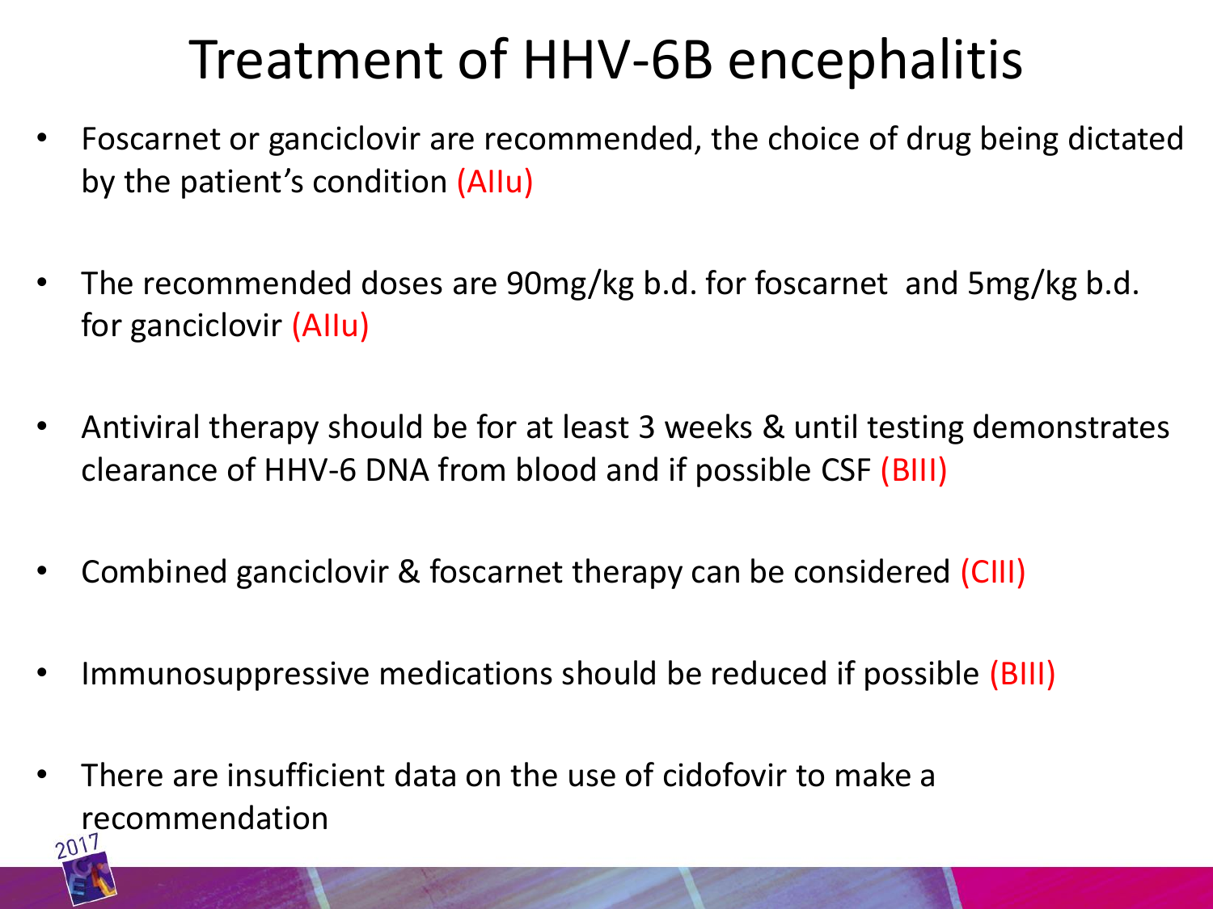# Treatment of HHV-6B encephalitis

- Foscarnet or ganciclovir are recommended, the choice of drug being dictated by the patient's condition (AIIu)
- The recommended doses are 90mg/kg b.d. for foscarnet and 5mg/kg b.d. for ganciclovir (AIIu)
- Antiviral therapy should be for at least 3 weeks & until testing demonstrates clearance of HHV-6 DNA from blood and if possible CSF (BIII)
- Combined ganciclovir & foscarnet therapy can be considered (CIII)
- Immunosuppressive medications should be reduced if possible (BIII)
- There are insufficient data on the use of cidofovir to make a recommendation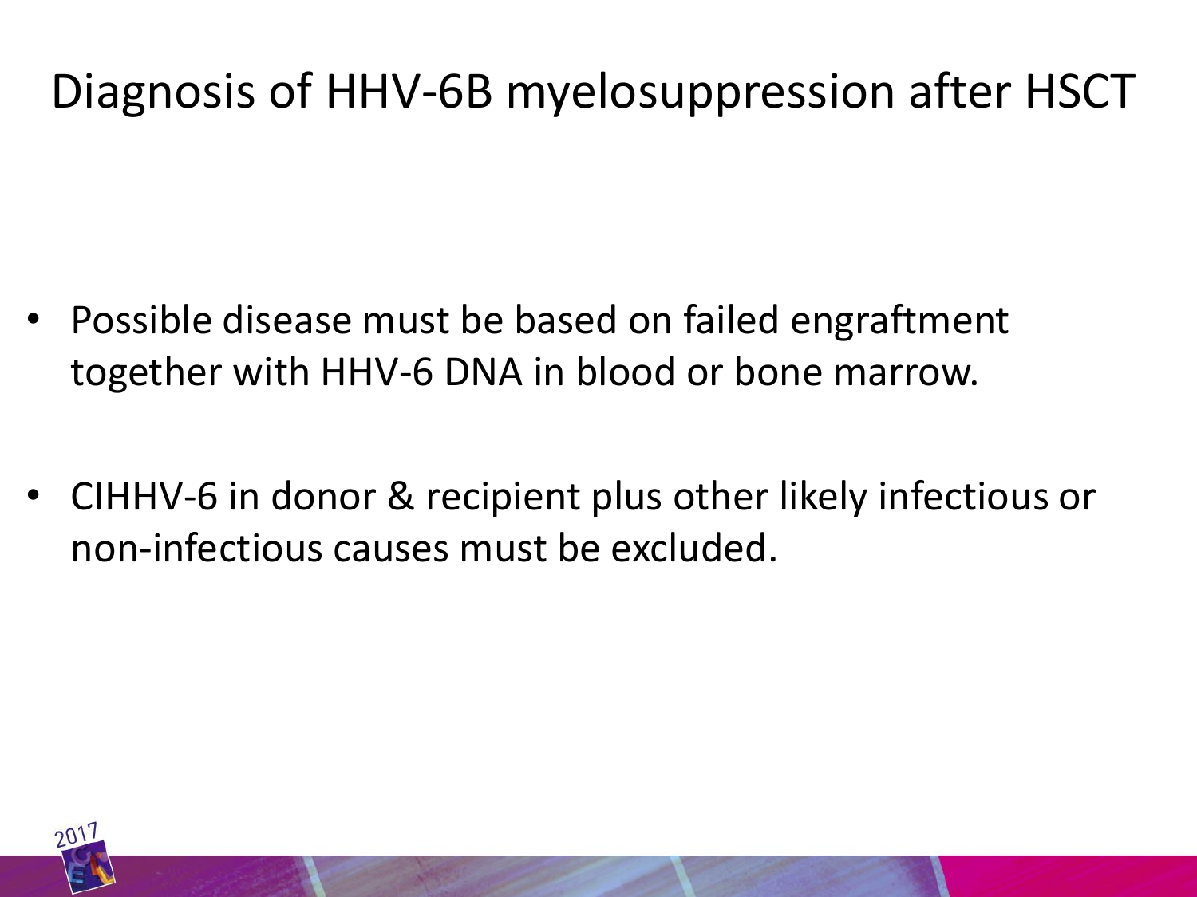# Diagnosis of HHV-6B myelosuppression after HSCT

- Possible disease must be based on failed engraftment together with HHV-6 DNA in blood or bone marrow.
- CIHHV-6 in donor & recipient plus other likely infectious or non-infectious causes must be excluded.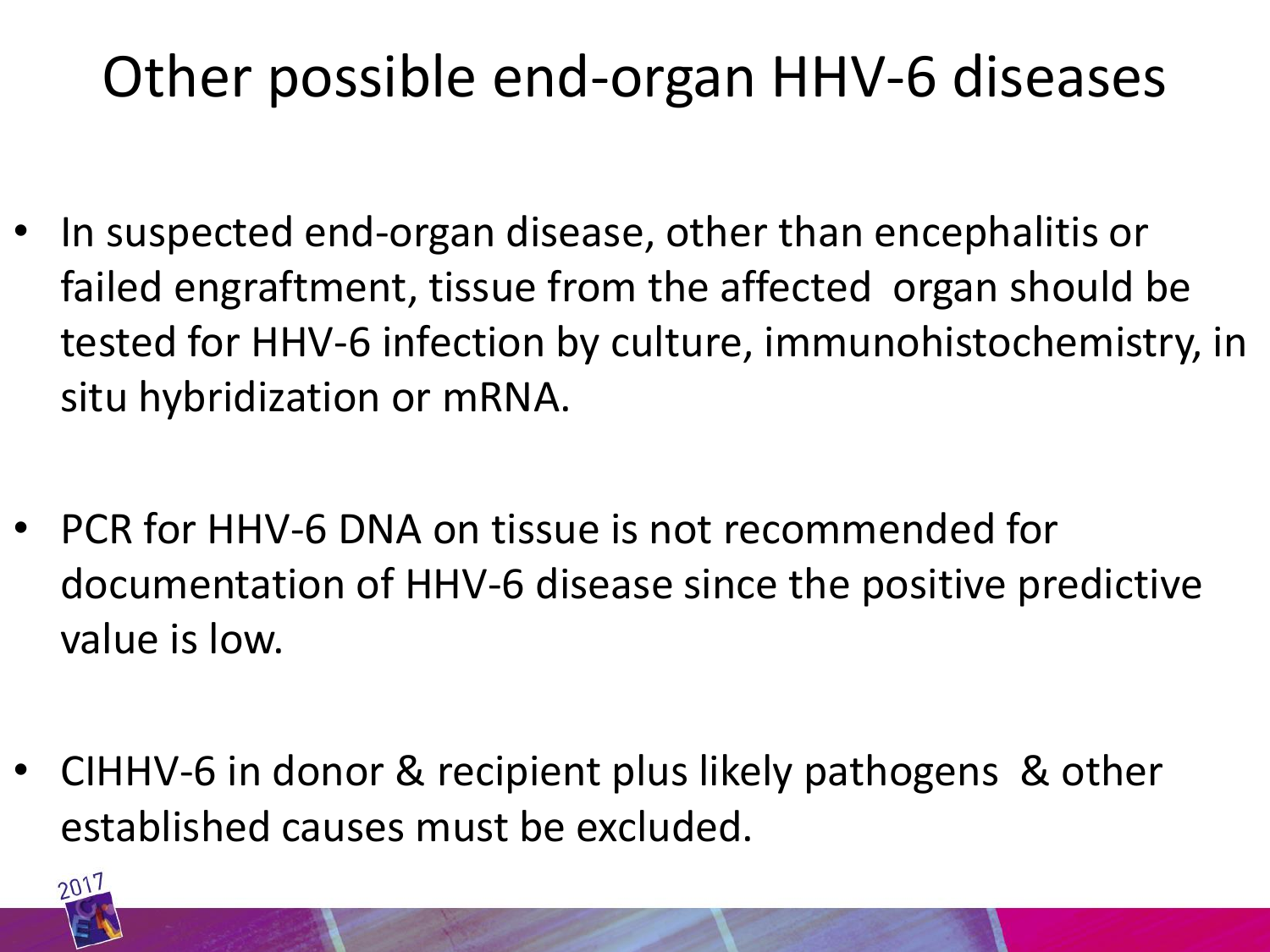# Other possible end-organ HHV-6 diseases

- In suspected end-organ disease, other than encephalitis or failed engraftment, tissue from the affected organ should be tested for HHV-6 infection by culture, immunohistochemistry, in situ hybridization or mRNA.
- PCR for HHV-6 DNA on tissue is not recommended for documentation of HHV-6 disease since the positive predictive value is low.
- CIHHV-6 in donor & recipient plus likely pathogens & other established causes must be excluded.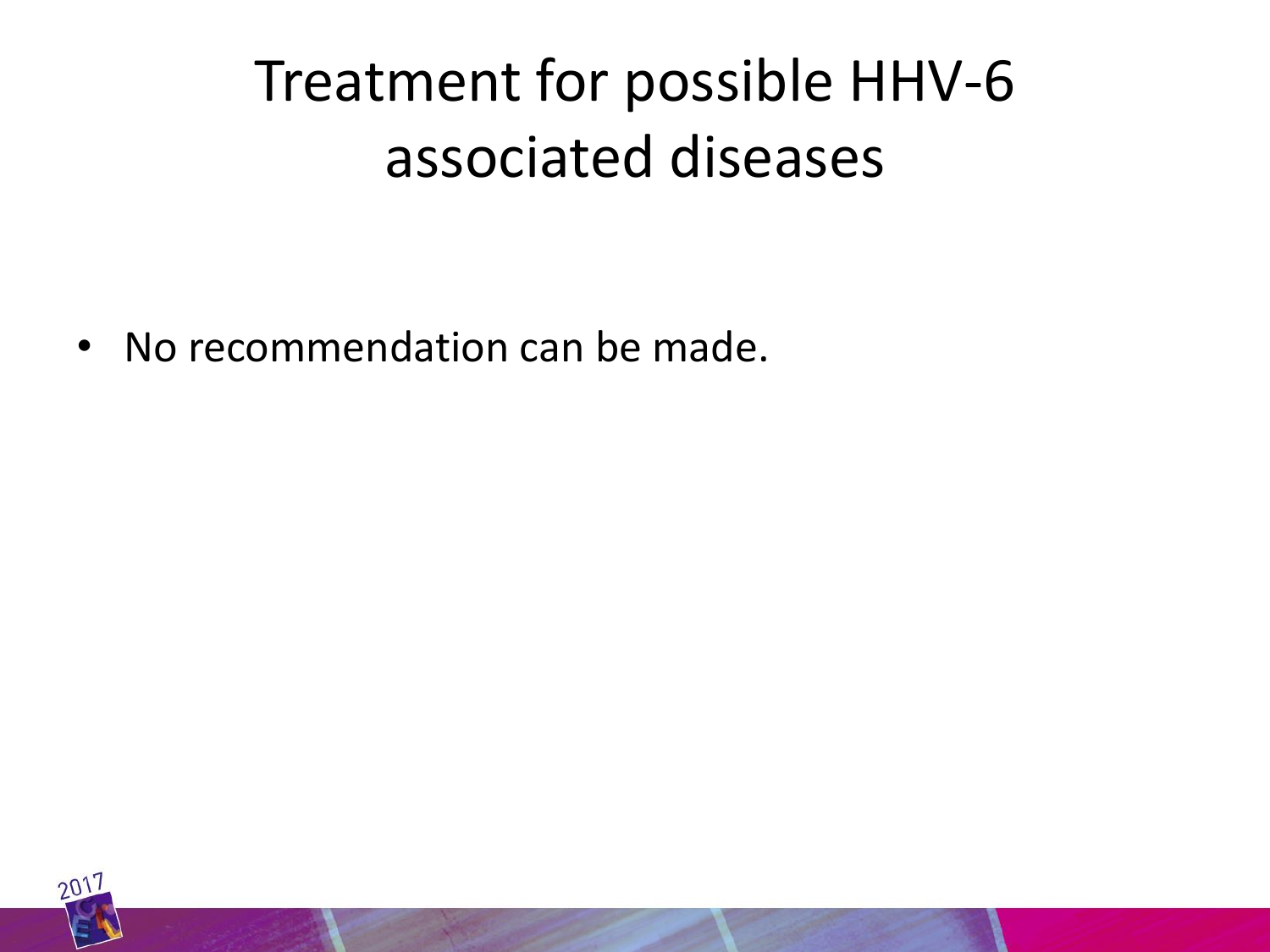# Treatment for possible HHV-6 associated diseases

- No recommendation can be made.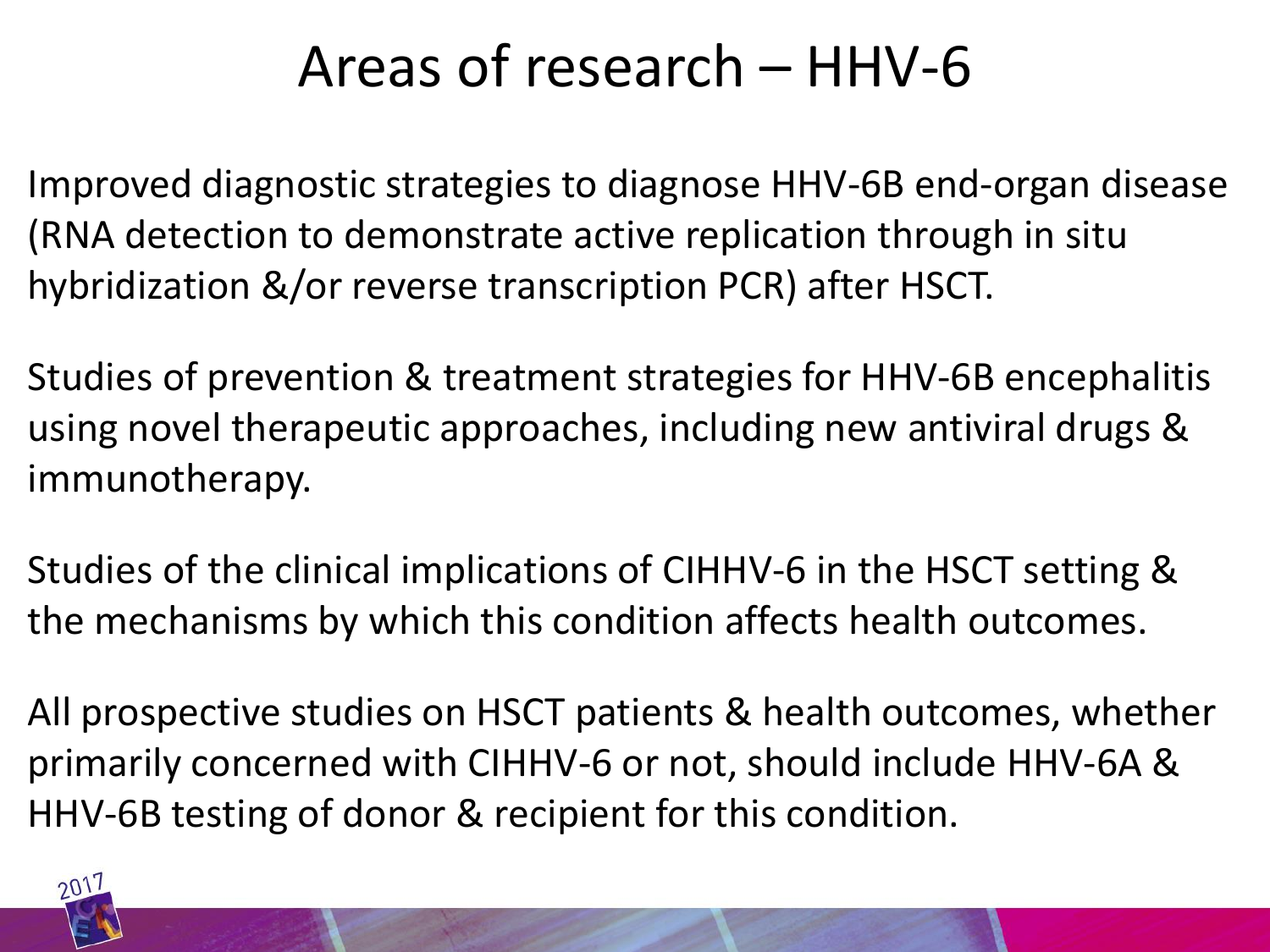# Areas of research – HHV-6

Improved diagnostic strategies to diagnose HHV-6B end-organ disease (RNA detection to demonstrate active replication through in situ hybridization &/or reverse transcription PCR) after HSCT.

Studies of prevention & treatment strategies for HHV-6B encephalitis using novel therapeutic approaches, including new antiviral drugs & immunotherapy.

Studies of the clinical implications of CIHHV-6 in the HSCT setting & the mechanisms by which this condition affects health outcomes.

All prospective studies on HSCT patients & health outcomes, whether primarily concerned with CIHHV-6 or not, should include HHV-6A & HHV-6B testing of donor & recipient for this condition.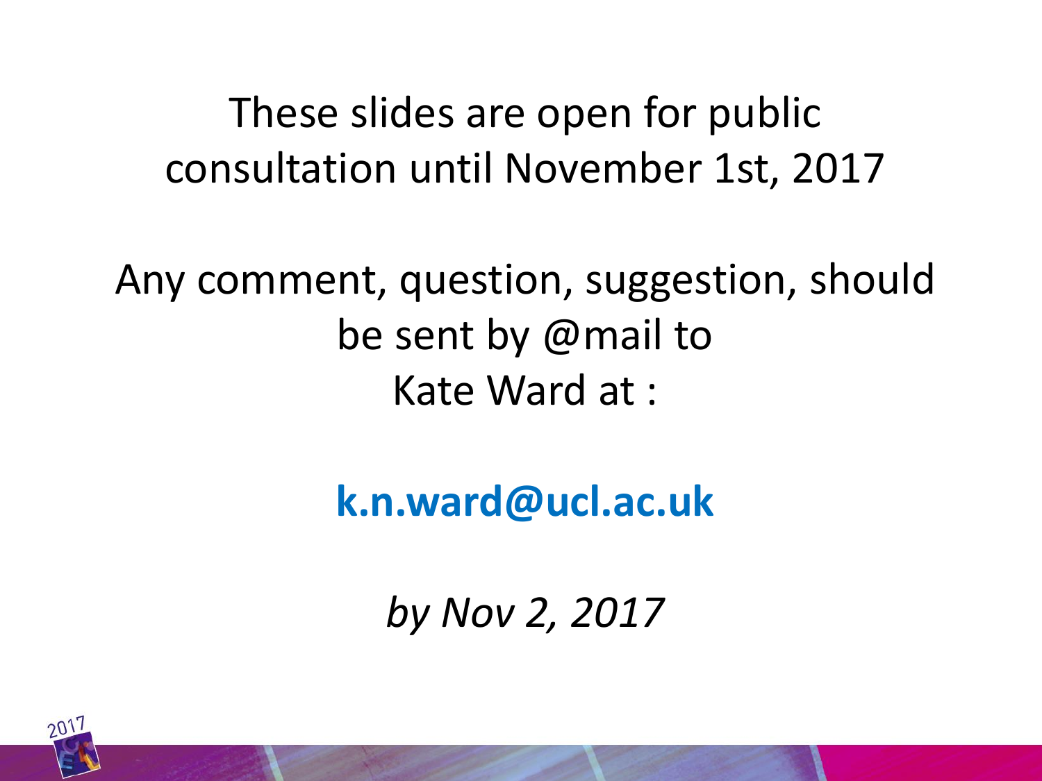These slides are open for public consultation until November 1st, 2017

Any comment, question, suggestion, should be sent by @mail to Kate Ward at :

**k.n.ward@ucl.ac.uk**

*by Nov 2, 2017*